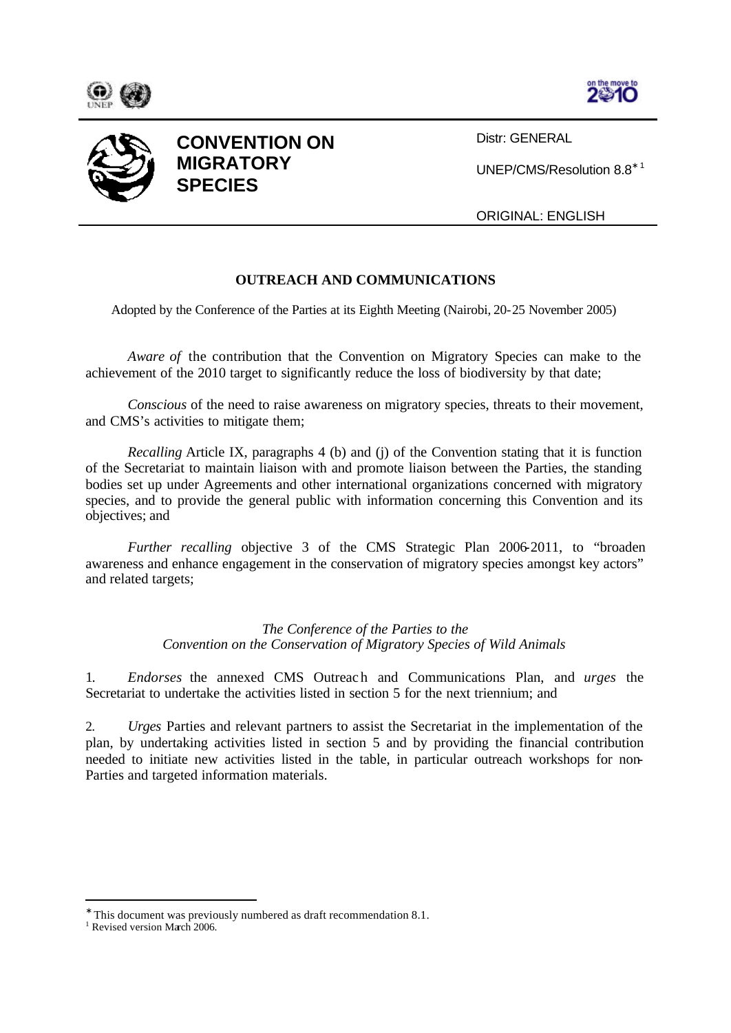# CONVENTION ON MIGRATORY SPECIES

Distr: GENERAL

UNEP/CMS/Resolution 8.8*[1]

ORIGINAL: ENGLISH

## OUTREACH AND COMMUNICATIONS

Adopted by the Conference of the Parties at its Eighth Meeting (Nairobi, 20-25 November 2005)

*Aware of* the contribution that the Convention on Migratory Species can make to the achievement of the 2010 target to significantly reduce the loss of biodiversity by that date;

*Conscious* of the need to raise awareness on migratory species, threats to their movement, and CMS's activities to mitigate them;

*Recalling* Article IX, paragraphs 4 (b) and (j) of the Convention stating that it is function of the Secretariat to maintain liaison with and promote liaison between the Parties, the standing bodies set up under Agreements and other international organizations concerned with migratory species, and to provide the general public with information concerning this Convention and its objectives; and

*Further recalling* objective 3 of the CMS Strategic Plan 2006-2011, to "broaden awareness and enhance engagement in the conservation of migratory species amongst key actors" and related targets;

*The Conference of the Parties to the Convention on the Conservation of Migratory Species of Wild Animals*

1. *Endorses* the annexed CMS Outreach and Communications Plan, and *urges* the Secretariat to undertake the activities listed in section 5 for the next triennium; and

2. *Urges* Parties and relevant partners to assist the Secretariat in the implementation of the plan, by undertaking activities listed in section 5 and by providing the financial contribution needed to initiate new activities listed in the table, in particular outreach workshops for non-Parties and targeted information materials.

---

* This document was previously numbered as draft recommendation 8.1.

[1] Revised version March 2006.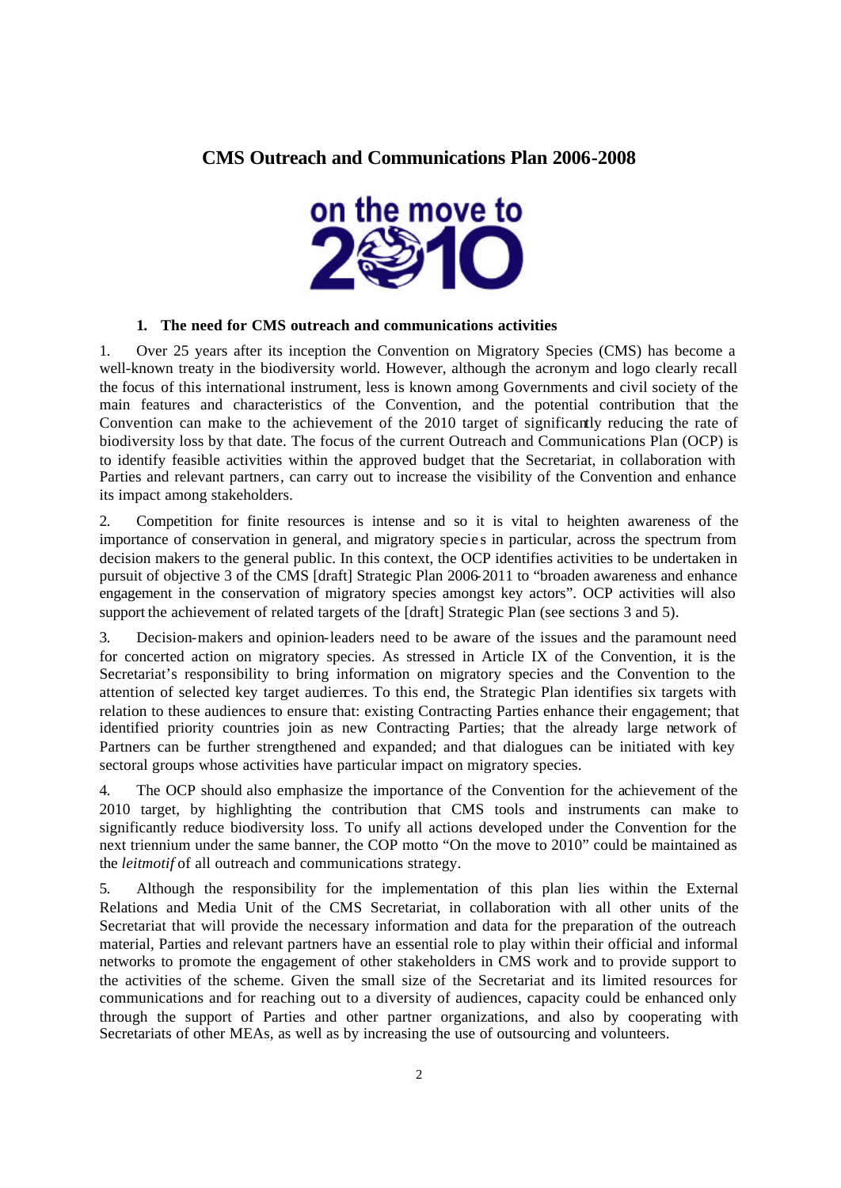# CMS Outreach and Communications Plan 2006-2008

## 1. The need for CMS outreach and communications activities

1. Over 25 years after its inception the Convention on Migratory Species (CMS) has become a well-known treaty in the biodiversity world. However, although the acronym and logo clearly recall the focus of this international instrument, less is known among Governments and civil society of the main features and characteristics of the Convention, and the potential contribution that the Convention can make to the achievement of the 2010 target of significantly reducing the rate of biodiversity loss by that date. The focus of the current Outreach and Communications Plan (OCP) is to identify feasible activities within the approved budget that the Secretariat, in collaboration with Parties and relevant partners, can carry out to increase the visibility of the Convention and enhance its impact among stakeholders.

2. Competition for finite resources is intense and so it is vital to heighten awareness of the importance of conservation in general, and migratory species in particular, across the spectrum from decision makers to the general public. In this context, the OCP identifies activities to be undertaken in pursuit of objective 3 of the CMS [draft] Strategic Plan 2006-2011 to "broaden awareness and enhance engagement in the conservation of migratory species amongst key actors". OCP activities will also support the achievement of related targets of the [draft] Strategic Plan (see sections 3 and 5).

3. Decision-makers and opinion-leaders need to be aware of the issues and the paramount need for concerted action on migratory species. As stressed in Article IX of the Convention, it is the Secretariat's responsibility to bring information on migratory species and the Convention to the attention of selected key target audiences. To this end, the Strategic Plan identifies six targets with relation to these audiences to ensure that: existing Contracting Parties enhance their engagement; that identified priority countries join as new Contracting Parties; that the already large network of Partners can be further strengthened and expanded; and that dialogues can be initiated with key sectoral groups whose activities have particular impact on migratory species.

4. The OCP should also emphasize the importance of the Convention for the achievement of the 2010 target, by highlighting the contribution that CMS tools and instruments can make to significantly reduce biodiversity loss. To unify all actions developed under the Convention for the next triennium under the same banner, the COP motto "On the move to 2010" could be maintained as the *leitmotif* of all outreach and communications strategy.

5. Although the responsibility for the implementation of this plan lies within the External Relations and Media Unit of the CMS Secretariat, in collaboration with all other units of the Secretariat that will provide the necessary information and data for the preparation of the outreach material, Parties and relevant partners have an essential role to play within their official and informal networks to promote the engagement of other stakeholders in CMS work and to provide support to the activities of the scheme. Given the small size of the Secretariat and its limited resources for communications and for reaching out to a diversity of audiences, capacity could be enhanced only through the support of Parties and other partner organizations, and also by cooperating with Secretariats of other MEAs, as well as by increasing the use of outsourcing and volunteers.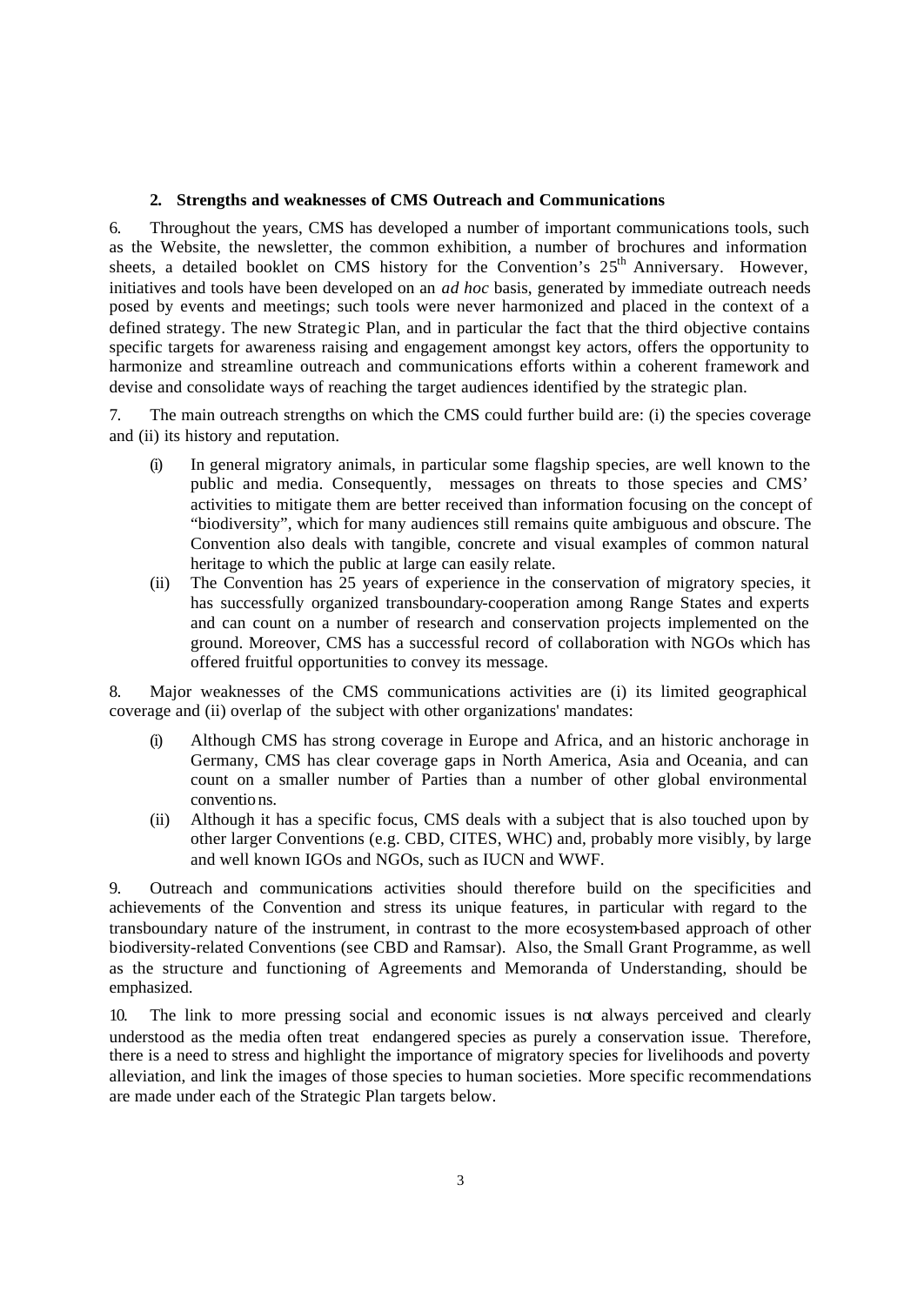## 2. Strengths and weaknesses of CMS Outreach and Communications

6. Throughout the years, CMS has developed a number of important communications tools, such as the Website, the newsletter, the common exhibition, a number of brochures and information sheets, a detailed booklet on CMS history for the Convention's 25th Anniversary. However, initiatives and tools have been developed on an *ad hoc* basis, generated by immediate outreach needs posed by events and meetings; such tools were never harmonized and placed in the context of a defined strategy. The new Strategic Plan, and in particular the fact that the third objective contains specific targets for awareness raising and engagement amongst key actors, offers the opportunity to harmonize and streamline outreach and communications efforts within a coherent framework and devise and consolidate ways of reaching the target audiences identified by the strategic plan.

7. The main outreach strengths on which the CMS could further build are: (i) the species coverage and (ii) its history and reputation.

- (i) In general migratory animals, in particular some flagship species, are well known to the public and media. Consequently, messages on threats to those species and CMS' activities to mitigate them are better received than information focusing on the concept of "biodiversity", which for many audiences still remains quite ambiguous and obscure. The Convention also deals with tangible, concrete and visual examples of common natural heritage to which the public at large can easily relate.
- (ii) The Convention has 25 years of experience in the conservation of migratory species, it has successfully organized transboundary-cooperation among Range States and experts and can count on a number of research and conservation projects implemented on the ground. Moreover, CMS has a successful record of collaboration with NGOs which has offered fruitful opportunities to convey its message.

8. Major weaknesses of the CMS communications activities are (i) its limited geographical coverage and (ii) overlap of the subject with other organizations' mandates:

- (i) Although CMS has strong coverage in Europe and Africa, and an historic anchorage in Germany, CMS has clear coverage gaps in North America, Asia and Oceania, and can count on a smaller number of Parties than a number of other global environmental conventions.
- (ii) Although it has a specific focus, CMS deals with a subject that is also touched upon by other larger Conventions (e.g. CBD, CITES, WHC) and, probably more visibly, by large and well known IGOs and NGOs, such as IUCN and WWF.

9. Outreach and communications activities should therefore build on the specificities and achievements of the Convention and stress its unique features, in particular with regard to the transboundary nature of the instrument, in contrast to the more ecosystem-based approach of other biodiversity-related Conventions (see CBD and Ramsar). Also, the Small Grant Programme, as well as the structure and functioning of Agreements and Memoranda of Understanding, should be emphasized.

10. The link to more pressing social and economic issues is not always perceived and clearly understood as the media often treat endangered species as purely a conservation issue. Therefore, there is a need to stress and highlight the importance of migratory species for livelihoods and poverty alleviation, and link the images of those species to human societies. More specific recommendations are made under each of the Strategic Plan targets below.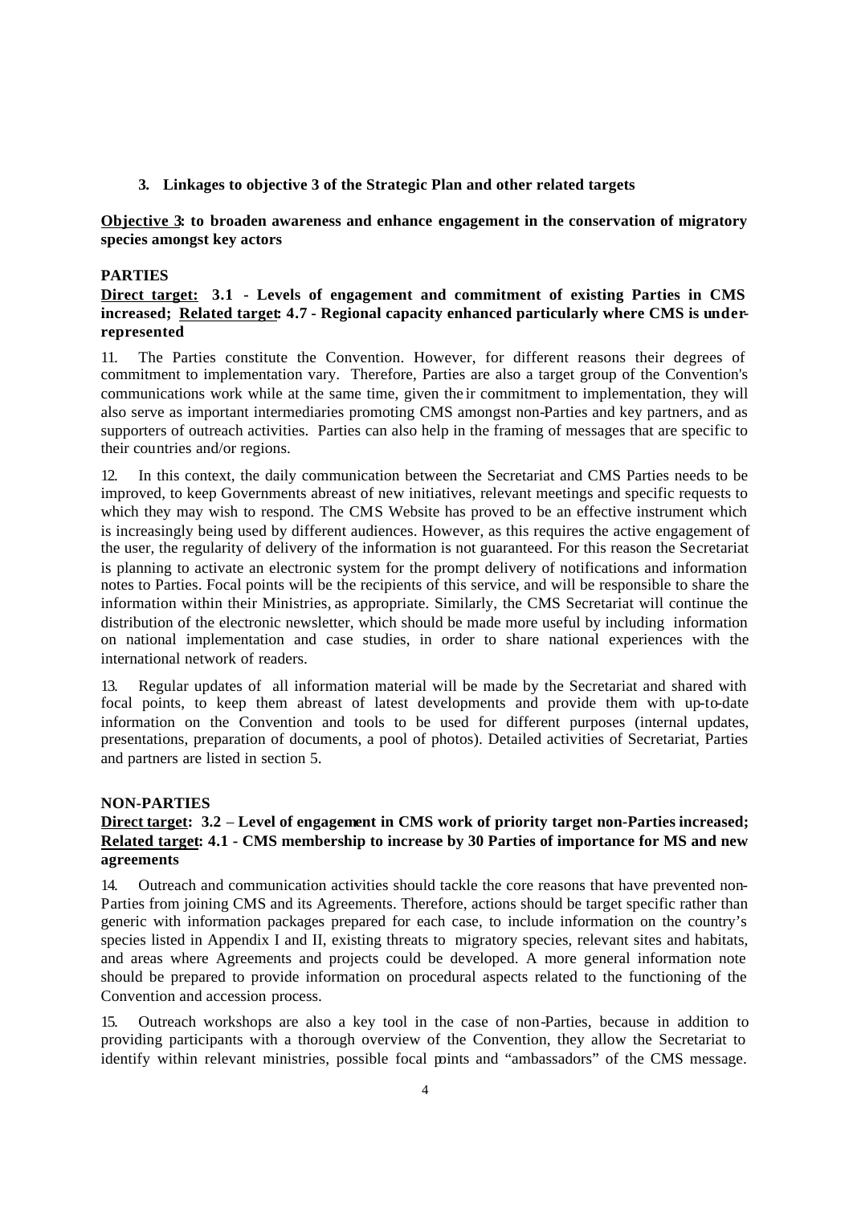### 3. Linkages to objective 3 of the Strategic Plan and other related targets

**<u>Objective 3</u>: to broaden awareness and enhance engagement in the conservation of migratory species amongst key actors**

**PARTIES**

**<u>Direct target:</u> 3.1 - Levels of engagement and commitment of existing Parties in CMS increased; <u>Related target</u>: 4.7 - Regional capacity enhanced particularly where CMS is under-represented**

11. The Parties constitute the Convention. However, for different reasons their degrees of commitment to implementation vary. Therefore, Parties are also a target group of the Convention's communications work while at the same time, given their commitment to implementation, they will also serve as important intermediaries promoting CMS amongst non-Parties and key partners, and as supporters of outreach activities. Parties can also help in the framing of messages that are specific to their countries and/or regions.

12. In this context, the daily communication between the Secretariat and CMS Parties needs to be improved, to keep Governments abreast of new initiatives, relevant meetings and specific requests to which they may wish to respond. The CMS Website has proved to be an effective instrument which is increasingly being used by different audiences. However, as this requires the active engagement of the user, the regularity of delivery of the information is not guaranteed. For this reason the Secretariat is planning to activate an electronic system for the prompt delivery of notifications and information notes to Parties. Focal points will be the recipients of this service, and will be responsible to share the information within their Ministries, as appropriate. Similarly, the CMS Secretariat will continue the distribution of the electronic newsletter, which should be made more useful by including information on national implementation and case studies, in order to share national experiences with the international network of readers.

13. Regular updates of all information material will be made by the Secretariat and shared with focal points, to keep them abreast of latest developments and provide them with up-to-date information on the Convention and tools to be used for different purposes (internal updates, presentations, preparation of documents, a pool of photos). Detailed activities of Secretariat, Parties and partners are listed in section 5.

**NON-PARTIES**

**<u>Direct target</u>: 3.2 – Level of engagement in CMS work of priority target non-Parties increased; <u>Related target</u>: 4.1 - CMS membership to increase by 30 Parties of importance for MS and new agreements**

14. Outreach and communication activities should tackle the core reasons that have prevented non-Parties from joining CMS and its Agreements. Therefore, actions should be target specific rather than generic with information packages prepared for each case, to include information on the country's species listed in Appendix I and II, existing threats to migratory species, relevant sites and habitats, and areas where Agreements and projects could be developed. A more general information note should be prepared to provide information on procedural aspects related to the functioning of the Convention and accession process.

15. Outreach workshops are also a key tool in the case of non-Parties, because in addition to providing participants with a thorough overview of the Convention, they allow the Secretariat to identify within relevant ministries, possible focal points and "ambassadors" of the CMS message.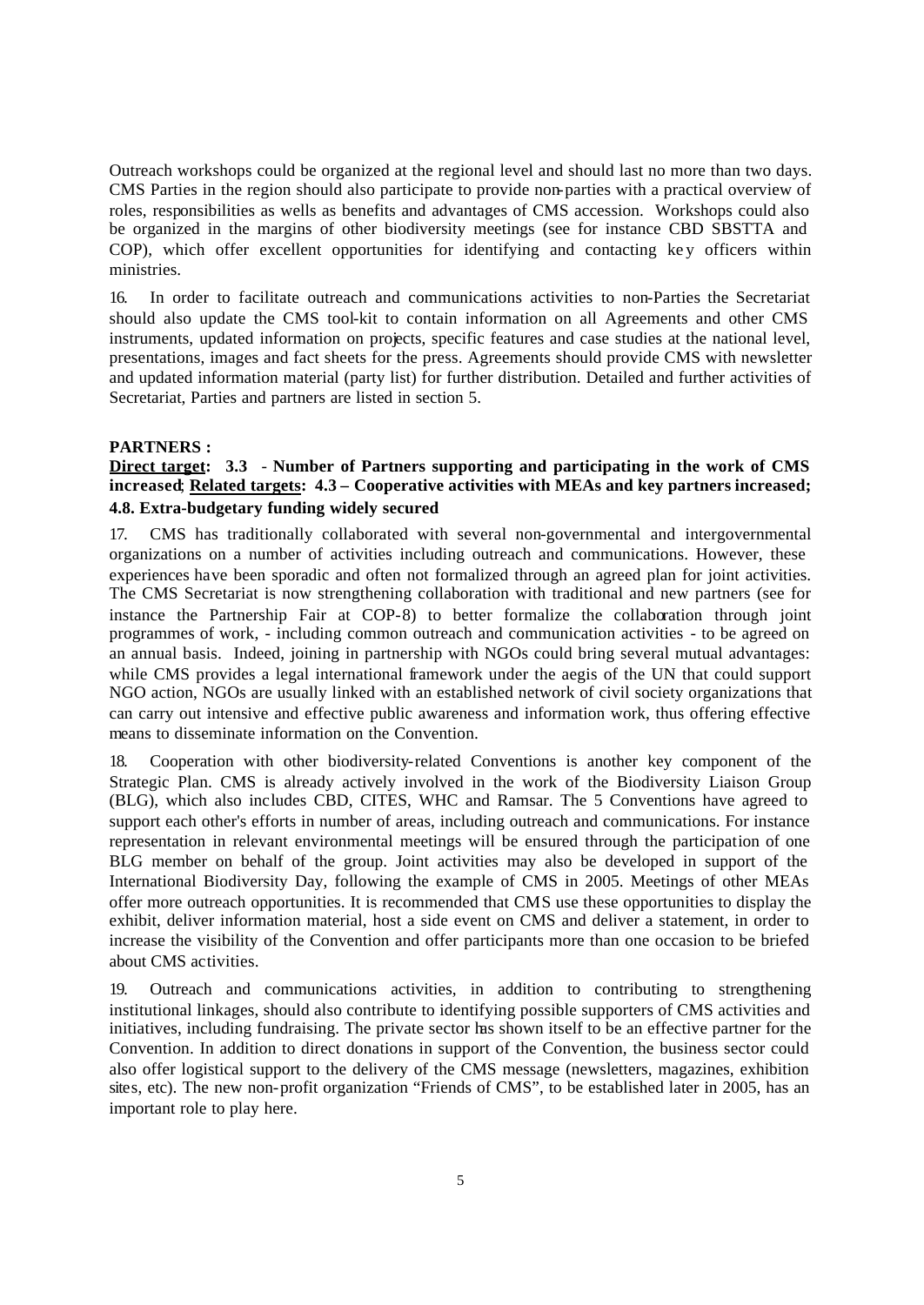Outreach workshops could be organized at the regional level and should last no more than two days. CMS Parties in the region should also participate to provide non-parties with a practical overview of roles, responsibilities as wells as benefits and advantages of CMS accession. Workshops could also be organized in the margins of other biodiversity meetings (see for instance CBD SBSTTA and COP), which offer excellent opportunities for identifying and contacting key officers within ministries.

16. In order to facilitate outreach and communications activities to non-Parties the Secretariat should also update the CMS tool-kit to contain information on all Agreements and other CMS instruments, updated information on projects, specific features and case studies at the national level, presentations, images and fact sheets for the press. Agreements should provide CMS with newsletter and updated information material (party list) for further distribution. Detailed and further activities of Secretariat, Parties and partners are listed in section 5.

**PARTNERS :**

**<u>Direct target</u>: 3.3 - Number of Partners supporting and participating in the work of CMS increased; <u>Related targets</u>: 4.3 – Cooperative activities with MEAs and key partners increased; 4.8. Extra-budgetary funding widely secured**

17. CMS has traditionally collaborated with several non-governmental and intergovernmental organizations on a number of activities including outreach and communications. However, these experiences have been sporadic and often not formalized through an agreed plan for joint activities. The CMS Secretariat is now strengthening collaboration with traditional and new partners (see for instance the Partnership Fair at COP-8) to better formalize the collaboration through joint programmes of work, - including common outreach and communication activities - to be agreed on an annual basis. Indeed, joining in partnership with NGOs could bring several mutual advantages: while CMS provides a legal international framework under the aegis of the UN that could support NGO action, NGOs are usually linked with an established network of civil society organizations that can carry out intensive and effective public awareness and information work, thus offering effective means to disseminate information on the Convention.

18. Cooperation with other biodiversity-related Conventions is another key component of the Strategic Plan. CMS is already actively involved in the work of the Biodiversity Liaison Group (BLG), which also includes CBD, CITES, WHC and Ramsar. The 5 Conventions have agreed to support each other's efforts in number of areas, including outreach and communications. For instance representation in relevant environmental meetings will be ensured through the participation of one BLG member on behalf of the group. Joint activities may also be developed in support of the International Biodiversity Day, following the example of CMS in 2005. Meetings of other MEAs offer more outreach opportunities. It is recommended that CMS use these opportunities to display the exhibit, deliver information material, host a side event on CMS and deliver a statement, in order to increase the visibility of the Convention and offer participants more than one occasion to be briefed about CMS activities.

19. Outreach and communications activities, in addition to contributing to strengthening institutional linkages, should also contribute to identifying possible supporters of CMS activities and initiatives, including fundraising. The private sector has shown itself to be an effective partner for the Convention. In addition to direct donations in support of the Convention, the business sector could also offer logistical support to the delivery of the CMS message (newsletters, magazines, exhibition sites, etc). The new non-profit organization "Friends of CMS", to be established later in 2005, has an important role to play here.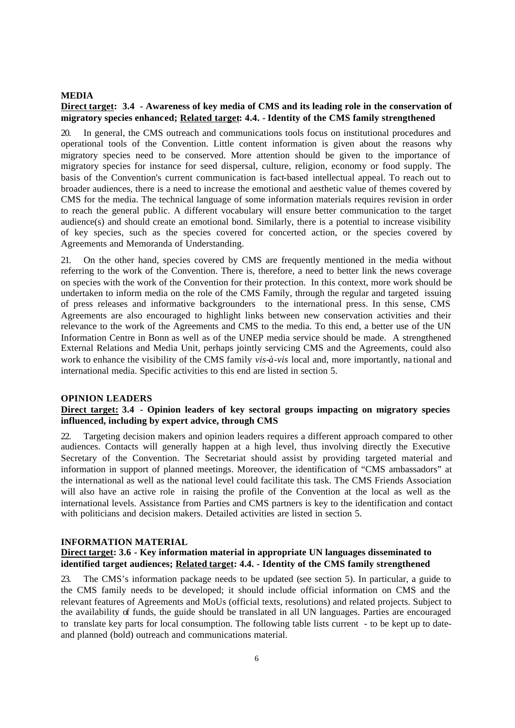**MEDIA**

**<u>Direct target</u>: 3.4 - Awareness of key media of CMS and its leading role in the conservation of migratory species enhanced; <u>Related target</u>: 4.4. - Identity of the CMS family strengthened**

20. In general, the CMS outreach and communications tools focus on institutional procedures and operational tools of the Convention. Little content information is given about the reasons why migratory species need to be conserved. More attention should be given to the importance of migratory species for instance for seed dispersal, culture, religion, economy or food supply. The basis of the Convention's current communication is fact-based intellectual appeal. To reach out to broader audiences, there is a need to increase the emotional and aesthetic value of themes covered by CMS for the media. The technical language of some information materials requires revision in order to reach the general public. A different vocabulary will ensure better communication to the target audience(s) and should create an emotional bond. Similarly, there is a potential to increase visibility of key species, such as the species covered for concerted action, or the species covered by Agreements and Memoranda of Understanding.

21. On the other hand, species covered by CMS are frequently mentioned in the media without referring to the work of the Convention. There is, therefore, a need to better link the news coverage on species with the work of the Convention for their protection. In this context, more work should be undertaken to inform media on the role of the CMS Family, through the regular and targeted issuing of press releases and informative backgrounders to the international press. In this sense, CMS Agreements are also encouraged to highlight links between new conservation activities and their relevance to the work of the Agreements and CMS to the media. To this end, a better use of the UN Information Centre in Bonn as well as of the UNEP media service should be made. A strengthened External Relations and Media Unit, perhaps jointly servicing CMS and the Agreements, could also work to enhance the visibility of the CMS family *vis-à-vis* local and, more importantly, national and international media. Specific activities to this end are listed in section 5.

**OPINION LEADERS**

**<u>Direct target:</u> 3.4 - Opinion leaders of key sectoral groups impacting on migratory species influenced, including by expert advice, through CMS**

22. Targeting decision makers and opinion leaders requires a different approach compared to other audiences. Contacts will generally happen at a high level, thus involving directly the Executive Secretary of the Convention. The Secretariat should assist by providing targeted material and information in support of planned meetings. Moreover, the identification of "CMS ambassadors" at the international as well as the national level could facilitate this task. The CMS Friends Association will also have an active role in raising the profile of the Convention at the local as well as the international levels. Assistance from Parties and CMS partners is key to the identification and contact with politicians and decision makers. Detailed activities are listed in section 5.

**INFORMATION MATERIAL**

**<u>Direct target</u>: 3.6 - Key information material in appropriate UN languages disseminated to identified target audiences; <u>Related target</u>: 4.4. - Identity of the CMS family strengthened**

23. The CMS's information package needs to be updated (see section 5). In particular, a guide to the CMS family needs to be developed; it should include official information on CMS and the relevant features of Agreements and MoUs (official texts, resolutions) and related projects. Subject to the availability of funds, the guide should be translated in all UN languages. Parties are encouraged to translate key parts for local consumption. The following table lists current - to be kept up to date- and planned (bold) outreach and communications material.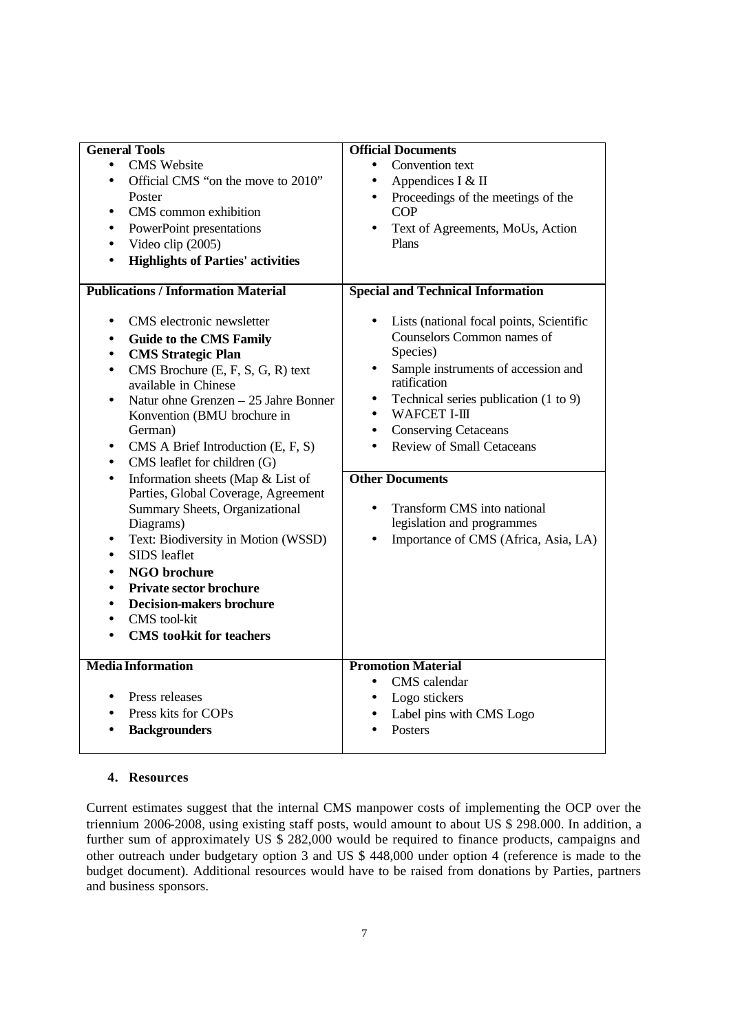| General Tools | Official Documents |
|---|---|
| • CMS Website<br>• Official CMS "on the move to 2010" Poster<br>• CMS common exhibition<br>• PowerPoint presentations<br>• Video clip (2005)<br>• **Highlights of Parties' activities** | • Convention text<br>• Appendices I & II<br>• Proceedings of the meetings of the COP<br>• Text of Agreements, MoUs, Action Plans |
| **Publications / Information Material** | **Special and Technical Information** |
| • CMS electronic newsletter<br>• **Guide to the CMS Family**<br>• **CMS Strategic Plan**<br>• CMS Brochure (E, F, S, G, R) text available in Chinese<br>• Natur ohne Grenzen – 25 Jahre Bonner Konvention (BMU brochure in German)<br>• CMS A Brief Introduction (E, F, S)<br>• CMS leaflet for children (G)<br>• Information sheets (Map & List of Parties, Global Coverage, Agreement Summary Sheets, Organizational Diagrams)<br>• Text: Biodiversity in Motion (WSSD)<br>• SIDS leaflet<br>• **NGO brochure**<br>• **Private sector brochure**<br>• **Decision-makers brochure**<br>• CMS tool-kit<br>• **CMS tool-kit for teachers** | • Lists (national focal points, Scientific Counselors Common names of Species)<br>• Sample instruments of accession and ratification<br>• Technical series publication (1 to 9)<br>• WAFCET I-III<br>• Conserving Cetaceans<br>• Review of Small Cetaceans<br><br>**Other Documents**<br><br>• Transform CMS into national legislation and programmes<br>• Importance of CMS (Africa, Asia, LA) |
| **Media Information** | **Promotion Material** |
| • Press releases<br>• Press kits for COPs<br>• **Backgrounders** | • CMS calendar<br>• Logo stickers<br>• Label pins with CMS Logo<br>• Posters |

## 4. Resources

Current estimates suggest that the internal CMS manpower costs of implementing the OCP over the triennium 2006-2008, using existing staff posts, would amount to about US $ 298.000. In addition, a further sum of approximately US $ 282,000 would be required to finance products, campaigns and other outreach under budgetary option 3 and US $ 448,000 under option 4 (reference is made to the budget document). Additional resources would have to be raised from donations by Parties, partners and business sponsors.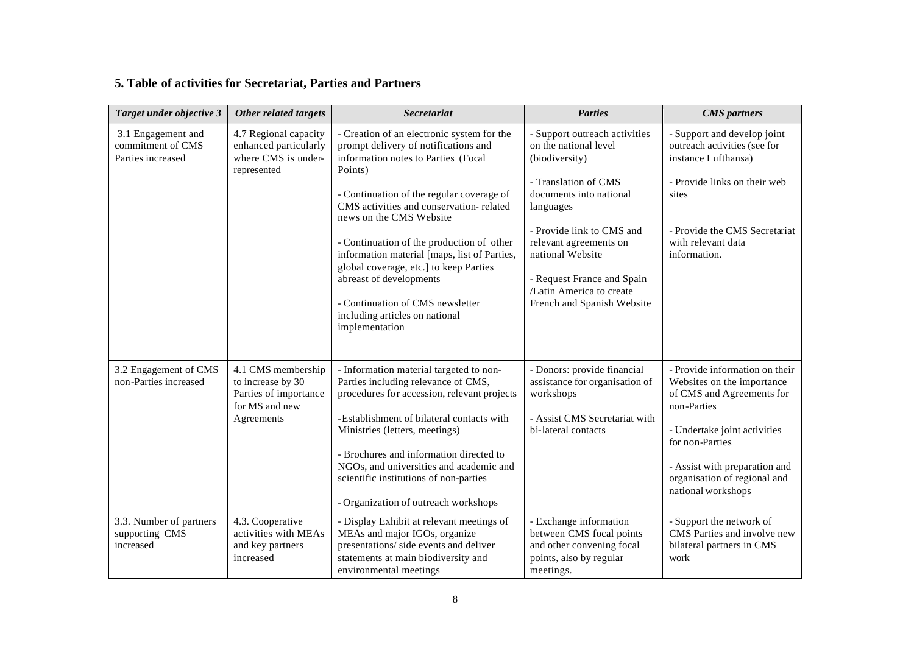## 5. Table of activities for Secretariat, Parties and Partners

| *Target under objective 3* | *Other related targets* | *Secretariat* | *Parties* | *CMS partners* |
|---|---|---|---|---|
| 3.1 Engagement and commitment of CMS Parties increased | 4.7 Regional capacity enhanced particularly where CMS is under-represented | - Creation of an electronic system for the prompt delivery of notifications and information notes to Parties (Focal Points)<br><br>- Continuation of the regular coverage of CMS activities and conservation- related news on the CMS Website<br><br>- Continuation of the production of other information material [maps, list of Parties, global coverage, etc.] to keep Parties abreast of developments<br><br>- Continuation of CMS newsletter including articles on national implementation | - Support outreach activities on the national level (biodiversity)<br><br>- Translation of CMS documents into national languages<br><br>- Provide link to CMS and relevant agreements on national Website<br><br>- Request France and Spain /Latin America to create French and Spanish Website | - Support and develop joint outreach activities (see for instance Lufthansa)<br><br>- Provide links on their web sites<br><br>- Provide the CMS Secretariat with relevant data information. |
| 3.2 Engagement of CMS non-Parties increased | 4.1 CMS membership to increase by 30 Parties of importance for MS and new Agreements | - Information material targeted to non-Parties including relevance of CMS, procedures for accession, relevant projects<br><br>-Establishment of bilateral contacts with Ministries (letters, meetings)<br><br>- Brochures and information directed to NGOs, and universities and academic and scientific institutions of non-parties<br><br>- Organization of outreach workshops | - Donors: provide financial assistance for organisation of workshops<br><br>- Assist CMS Secretariat with bi-lateral contacts | - Provide information on their Websites on the importance of CMS and Agreements for non-Parties<br><br>- Undertake joint activities for non-Parties<br><br>- Assist with preparation and organisation of regional and national workshops |
| 3.3. Number of partners supporting CMS increased | 4.3. Cooperative activities with MEAs and key partners increased | - Display Exhibit at relevant meetings of MEAs and major IGOs, organize presentations/ side events and deliver statements at main biodiversity and environmental meetings | - Exchange information between CMS focal points and other convening focal points, also by regular meetings. | - Support the network of CMS Parties and involve new bilateral partners in CMS work |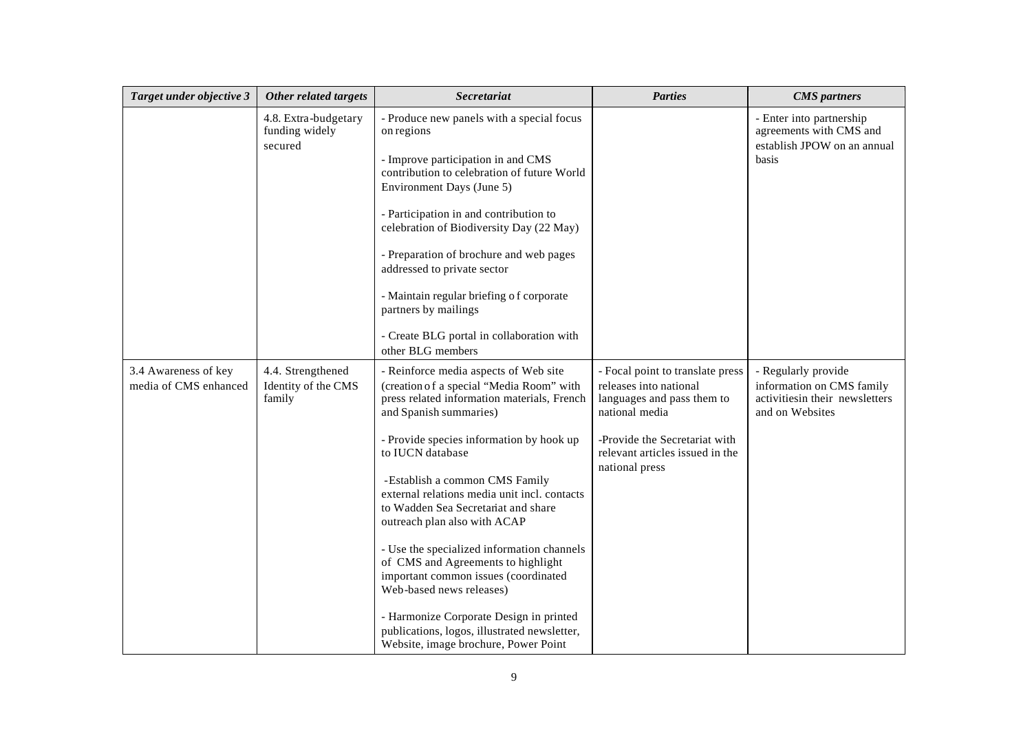| *Target under objective 3* | *Other related targets* | *Secretariat* | *Parties* | *CMS partners* |
|---|---|---|---|---|
| | 4.8. Extra-budgetary funding widely secured | - Produce new panels with a special focus on regions<br><br>- Improve participation in and CMS contribution to celebration of future World Environment Days (June 5)<br><br>- Participation in and contribution to celebration of Biodiversity Day (22 May)<br><br>- Preparation of brochure and web pages addressed to private sector<br><br>- Maintain regular briefing o f corporate partners by mailings<br><br>- Create BLG portal in collaboration with other BLG members | | - Enter into partnership agreements with CMS and establish JPOW on an annual basis |
| 3.4 Awareness of key media of CMS enhanced | 4.4. Strengthened Identity of the CMS family | - Reinforce media aspects of Web site (creation o f a special "Media Room" with press related information materials, French and Spanish summaries)<br><br>- Provide species information by hook up to IUCN database<br><br>-Establish a common CMS Family external relations media unit incl. contacts to Wadden Sea Secretariat and share outreach plan also with ACAP<br><br>- Use the specialized information channels of CMS and Agreements to highlight important common issues (coordinated Web-based news releases)<br><br>- Harmonize Corporate Design in printed publications, logos, illustrated newsletter, Website, image brochure, Power Point | - Focal point to translate press releases into national languages and pass them to national media<br><br>-Provide the Secretariat with relevant articles issued in the national press | - Regularly provide information on CMS family activitiesin their newsletters and on Websites |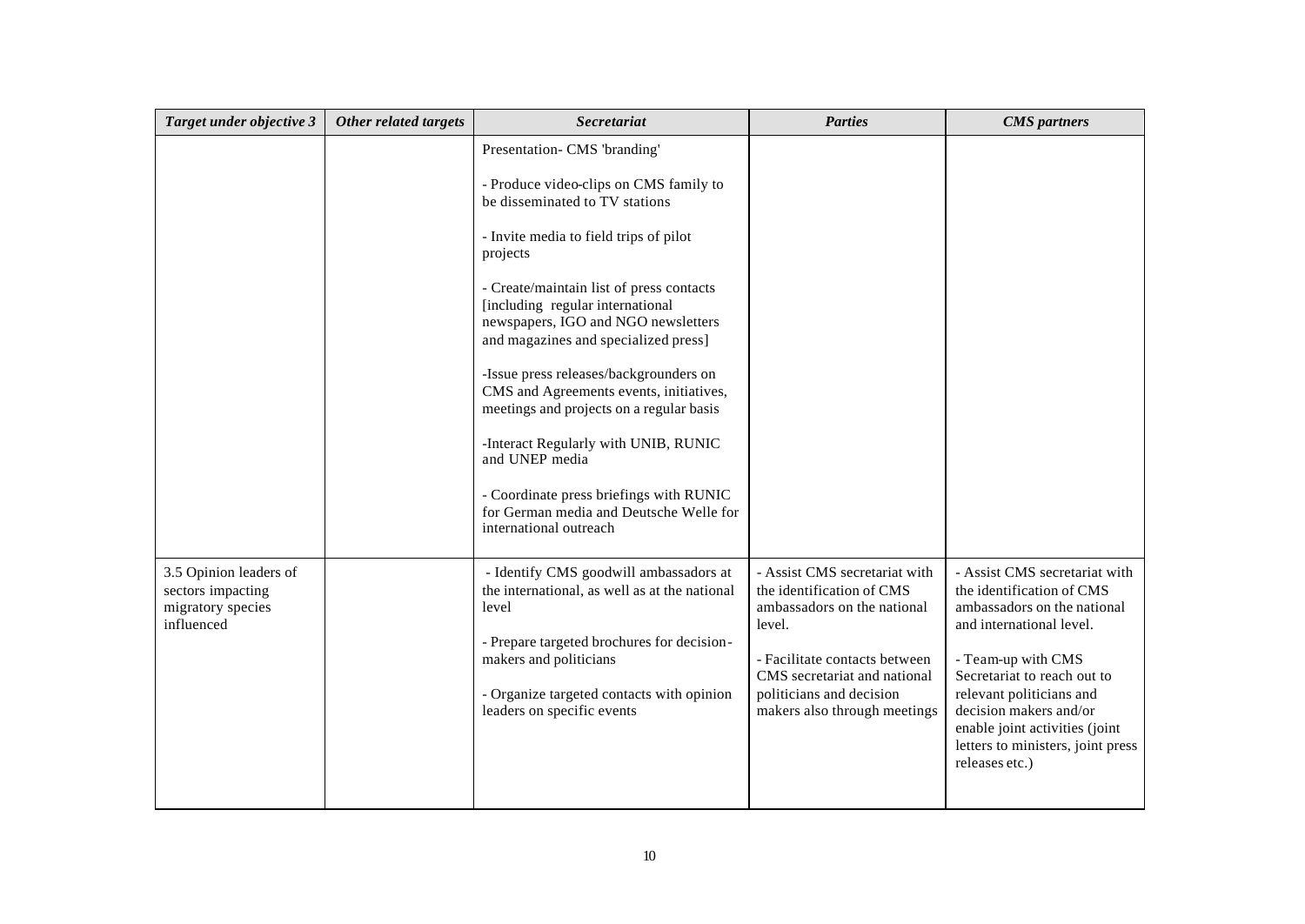| *Target under objective 3* | *Other related targets* | *Secretariat* | *Parties* | *CMS partners* |
|---|---|---|---|---|
| | | Presentation- CMS 'branding'<br><br>- Produce video-clips on CMS family to be disseminated to TV stations<br><br>- Invite media to field trips of pilot projects<br><br>- Create/maintain list of press contacts [including regular international newspapers, IGO and NGO newsletters and magazines and specialized press]<br><br>-Issue press releases/backgrounders on CMS and Agreements events, initiatives, meetings and projects on a regular basis<br><br>-Interact Regularly with UNIB, RUNIC and UNEP media<br><br>- Coordinate press briefings with RUNIC for German media and Deutsche Welle for international outreach | | |
| 3.5 Opinion leaders of sectors impacting migratory species influenced | | - Identify CMS goodwill ambassadors at the international, as well as at the national level<br><br>- Prepare targeted brochures for decision-makers and politicians<br><br>- Organize targeted contacts with opinion leaders on specific events | - Assist CMS secretariat with the identification of CMS ambassadors on the national level.<br><br>- Facilitate contacts between CMS secretariat and national politicians and decision makers also through meetings | - Assist CMS secretariat with the identification of CMS ambassadors on the national and international level.<br><br>- Team-up with CMS Secretariat to reach out to relevant politicians and decision makers and/or enable joint activities (joint letters to ministers, joint press releases etc.) |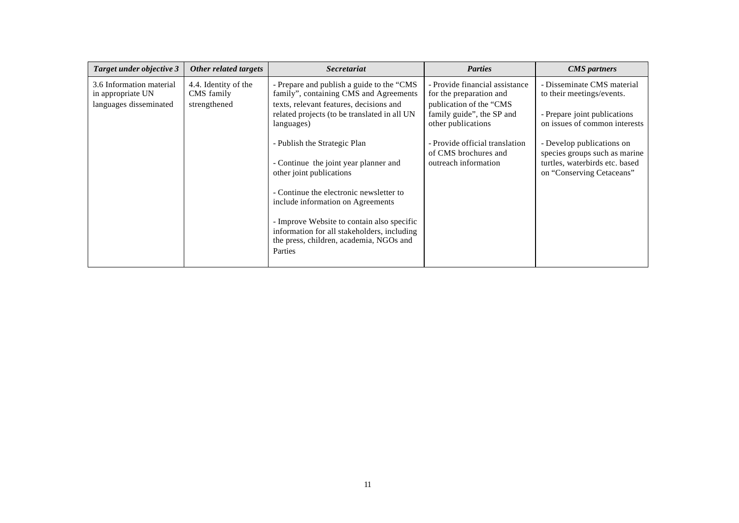| *Target under objective 3* | *Other related targets* | *Secretariat* | *Parties* | *CMS partners* |
|---|---|---|---|---|
| 3.6 Information material in appropriate UN languages disseminated | 4.4. Identity of the CMS family strengthened | - Prepare and publish a guide to the "CMS family", containing CMS and Agreements texts, relevant features, decisions and related projects (to be translated in all UN languages)<br><br>- Publish the Strategic Plan<br><br>- Continue the joint year planner and other joint publications<br><br>- Continue the electronic newsletter to include information on Agreements<br><br>- Improve Website to contain also specific information for all stakeholders, including the press, children, academia, NGOs and Parties | - Provide financial assistance for the preparation and publication of the "CMS family guide", the SP and other publications<br><br>- Provide official translation of CMS brochures and outreach information | - Disseminate CMS material to their meetings/events.<br><br>- Prepare joint publications on issues of common interests<br><br>- Develop publications on species groups such as marine turtles, waterbirds etc. based on "Conserving Cetaceans" |